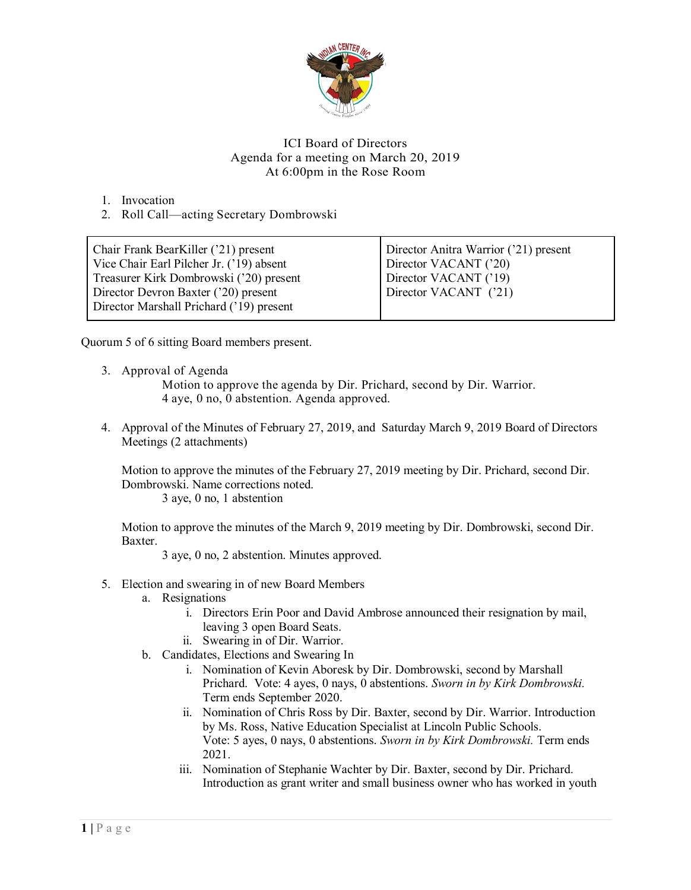ICI Board of Directors
Agenda for a meeting on March 20, 2019
At 6:00pm in the Rose Room

1. Invocation
2. Roll Call—acting Secretary Dombrowski

| | |
|---|---|
| Chair Frank BearKiller ('21) present<br>Vice Chair Earl Pilcher Jr. ('19) absent<br>Treasurer Kirk Dombrowski ('20) present<br>Director Devron Baxter ('20) present<br>Director Marshall Prichard ('19) present | Director Anitra Warrior ('21) present<br>Director VACANT ('20)<br>Director VACANT ('19)<br>Director VACANT ('21) |

Quorum 5 of 6 sitting Board members present.

3. Approval of Agenda

   Motion to approve the agenda by Dir. Prichard, second by Dir. Warrior.
   4 aye, 0 no, 0 abstention. Agenda approved.

4. Approval of the Minutes of February 27, 2019, and Saturday March 9, 2019 Board of Directors Meetings (2 attachments)

   Motion to approve the minutes of the February 27, 2019 meeting by Dir. Prichard, second Dir. Dombrowski. Name corrections noted.
   3 aye, 0 no, 1 abstention

   Motion to approve the minutes of the March 9, 2019 meeting by Dir. Dombrowski, second Dir. Baxter.
   3 aye, 0 no, 2 abstention. Minutes approved.

5. Election and swearing in of new Board Members
   a. Resignations
      i. Directors Erin Poor and David Ambrose announced their resignation by mail, leaving 3 open Board Seats.
      ii. Swearing in of Dir. Warrior.
   b. Candidates, Elections and Swearing In
      i. Nomination of Kevin Aboresk by Dir. Dombrowski, second by Marshall Prichard. Vote: 4 ayes, 0 nays, 0 abstentions. *Sworn in by Kirk Dombrowski.* Term ends September 2020.
      ii. Nomination of Chris Ross by Dir. Baxter, second by Dir. Warrior. Introduction by Ms. Ross, Native Education Specialist at Lincoln Public Schools. Vote: 5 ayes, 0 nays, 0 abstentions. *Sworn in by Kirk Dombrowski.* Term ends 2021.
      iii. Nomination of Stephanie Wachter by Dir. Baxter, second by Dir. Prichard. Introduction as grant writer and small business owner who has worked in youth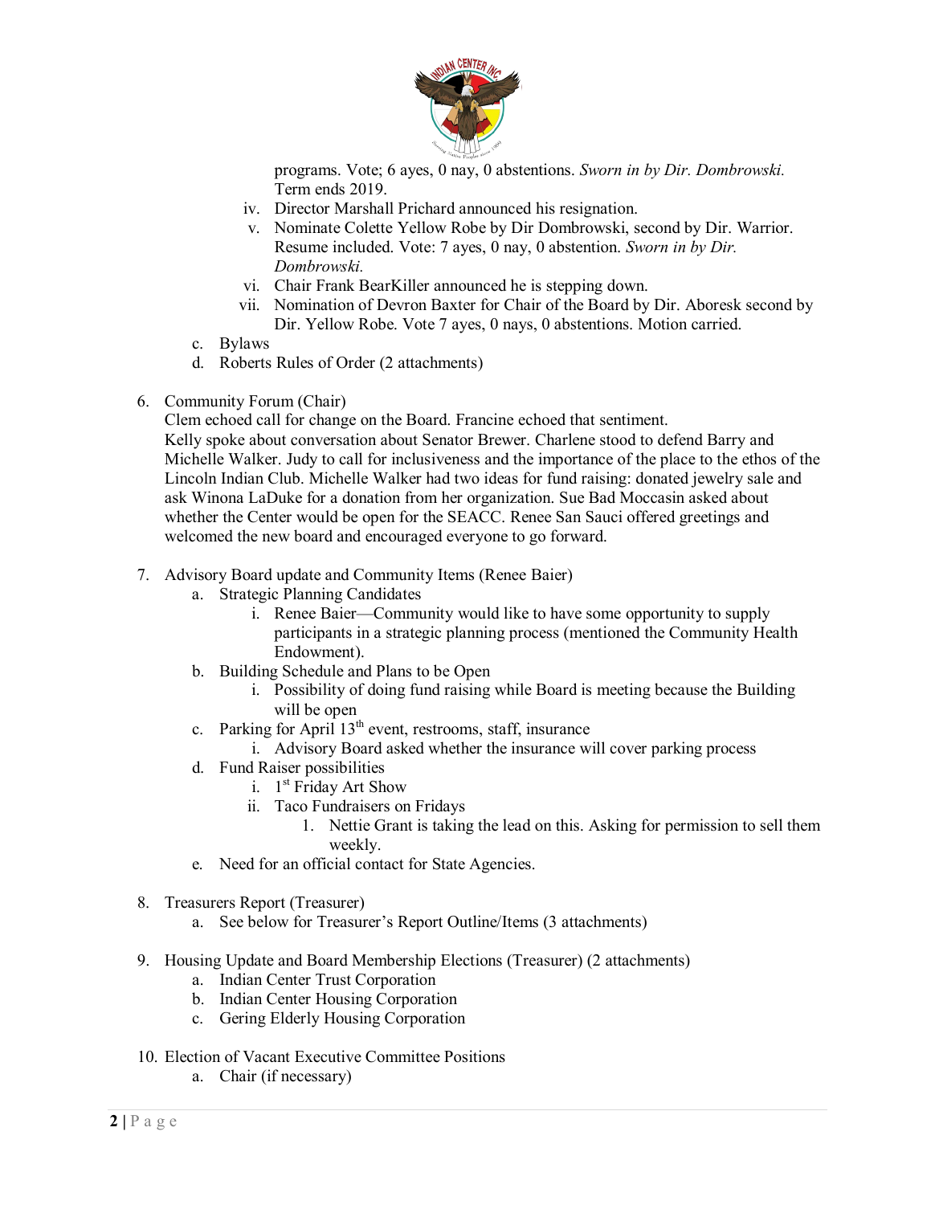programs. Vote; 6 ayes, 0 nay, 0 abstentions. *Sworn in by Dir. Dombrowski.* Term ends 2019.

   iv. Director Marshall Prichard announced his resignation.
   v. Nominate Colette Yellow Robe by Dir Dombrowski, second by Dir. Warrior. Resume included. Vote: 7 ayes, 0 nay, 0 abstention. *Sworn in by Dir. Dombrowski.*
   vi. Chair Frank BearKiller announced he is stepping down.
   vii. Nomination of Devron Baxter for Chair of the Board by Dir. Aboresk second by Dir. Yellow Robe. Vote 7 ayes, 0 nays, 0 abstentions. Motion carried.

c. Bylaws
d. Roberts Rules of Order (2 attachments)

6. Community Forum (Chair)
   Clem echoed call for change on the Board. Francine echoed that sentiment. Kelly spoke about conversation about Senator Brewer. Charlene stood to defend Barry and Michelle Walker. Judy to call for inclusiveness and the importance of the place to the ethos of the Lincoln Indian Club. Michelle Walker had two ideas for fund raising: donated jewelry sale and ask Winona LaDuke for a donation from her organization. Sue Bad Moccasin asked about whether the Center would be open for the SEACC. Renee San Sauci offered greetings and welcomed the new board and encouraged everyone to go forward.

7. Advisory Board update and Community Items (Renee Baier)
   a. Strategic Planning Candidates
      i. Renee Baier—Community would like to have some opportunity to supply participants in a strategic planning process (mentioned the Community Health Endowment).
   b. Building Schedule and Plans to be Open
      i. Possibility of doing fund raising while Board is meeting because the Building will be open
   c. Parking for April 13th event, restrooms, staff, insurance
      i. Advisory Board asked whether the insurance will cover parking process
   d. Fund Raiser possibilities
      i. 1st Friday Art Show
      ii. Taco Fundraisers on Fridays
         1. Nettie Grant is taking the lead on this. Asking for permission to sell them weekly.
   e. Need for an official contact for State Agencies.

8. Treasurers Report (Treasurer)
   a. See below for Treasurer's Report Outline/Items (3 attachments)

9. Housing Update and Board Membership Elections (Treasurer) (2 attachments)
   a. Indian Center Trust Corporation
   b. Indian Center Housing Corporation
   c. Gering Elderly Housing Corporation

10. Election of Vacant Executive Committee Positions
    a. Chair (if necessary)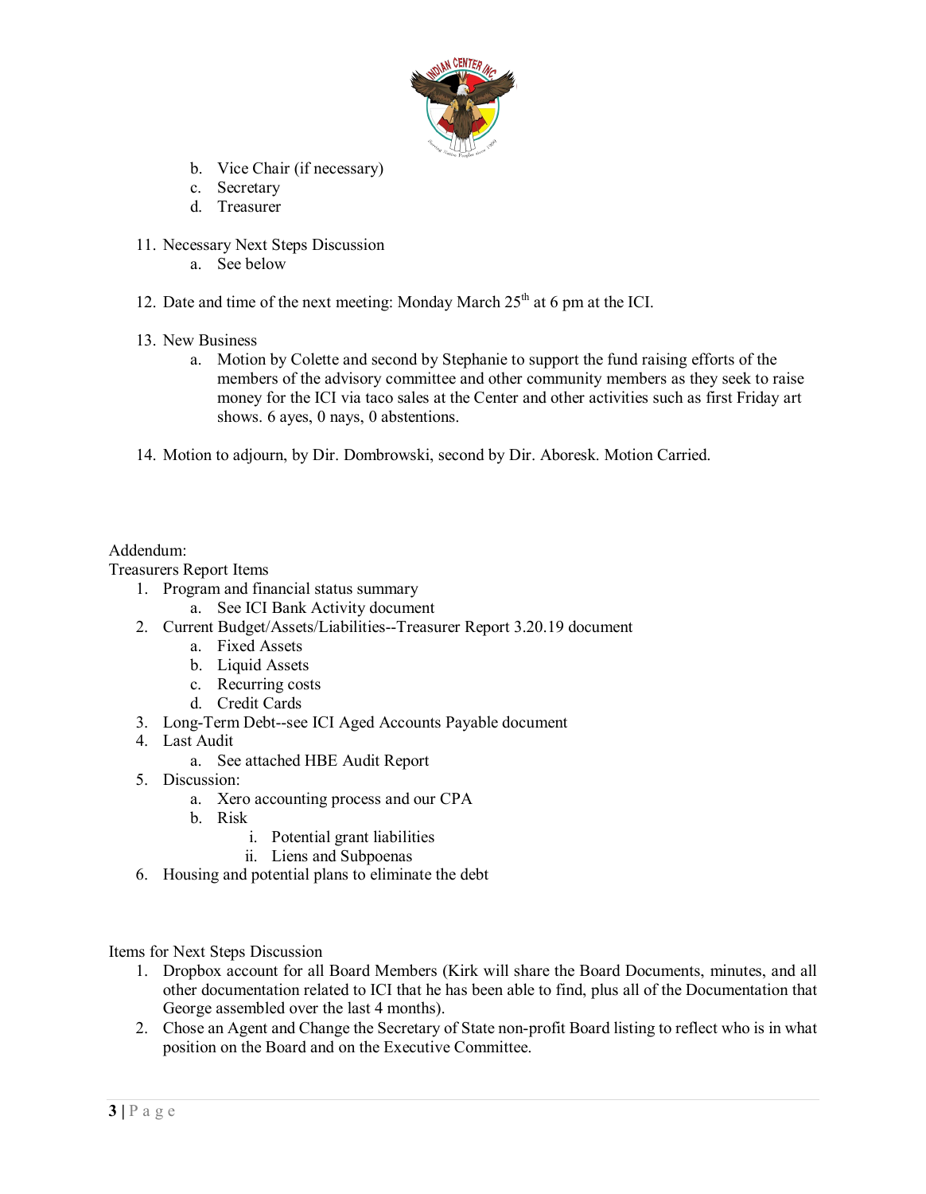b. Vice Chair (if necessary)
   c. Secretary
   d. Treasurer

11. Necessary Next Steps Discussion
    a. See below

12. Date and time of the next meeting: Monday March 25th at 6 pm at the ICI.

13. New Business
    a. Motion by Colette and second by Stephanie to support the fund raising efforts of the members of the advisory committee and other community members as they seek to raise money for the ICI via taco sales at the Center and other activities such as first Friday art shows. 6 ayes, 0 nays, 0 abstentions.

14. Motion to adjourn, by Dir. Dombrowski, second by Dir. Aboresk. Motion Carried.

Addendum:
Treasurers Report Items

1. Program and financial status summary
   a. See ICI Bank Activity document
2. Current Budget/Assets/Liabilities--Treasurer Report 3.20.19 document
   a. Fixed Assets
   b. Liquid Assets
   c. Recurring costs
   d. Credit Cards
3. Long-Term Debt--see ICI Aged Accounts Payable document
4. Last Audit
   a. See attached HBE Audit Report
5. Discussion:
   a. Xero accounting process and our CPA
   b. Risk
      i. Potential grant liabilities
      ii. Liens and Subpoenas
6. Housing and potential plans to eliminate the debt

Items for Next Steps Discussion

1. Dropbox account for all Board Members (Kirk will share the Board Documents, minutes, and all other documentation related to ICI that he has been able to find, plus all of the Documentation that George assembled over the last 4 months).
2. Chose an Agent and Change the Secretary of State non-profit Board listing to reflect who is in what position on the Board and on the Executive Committee.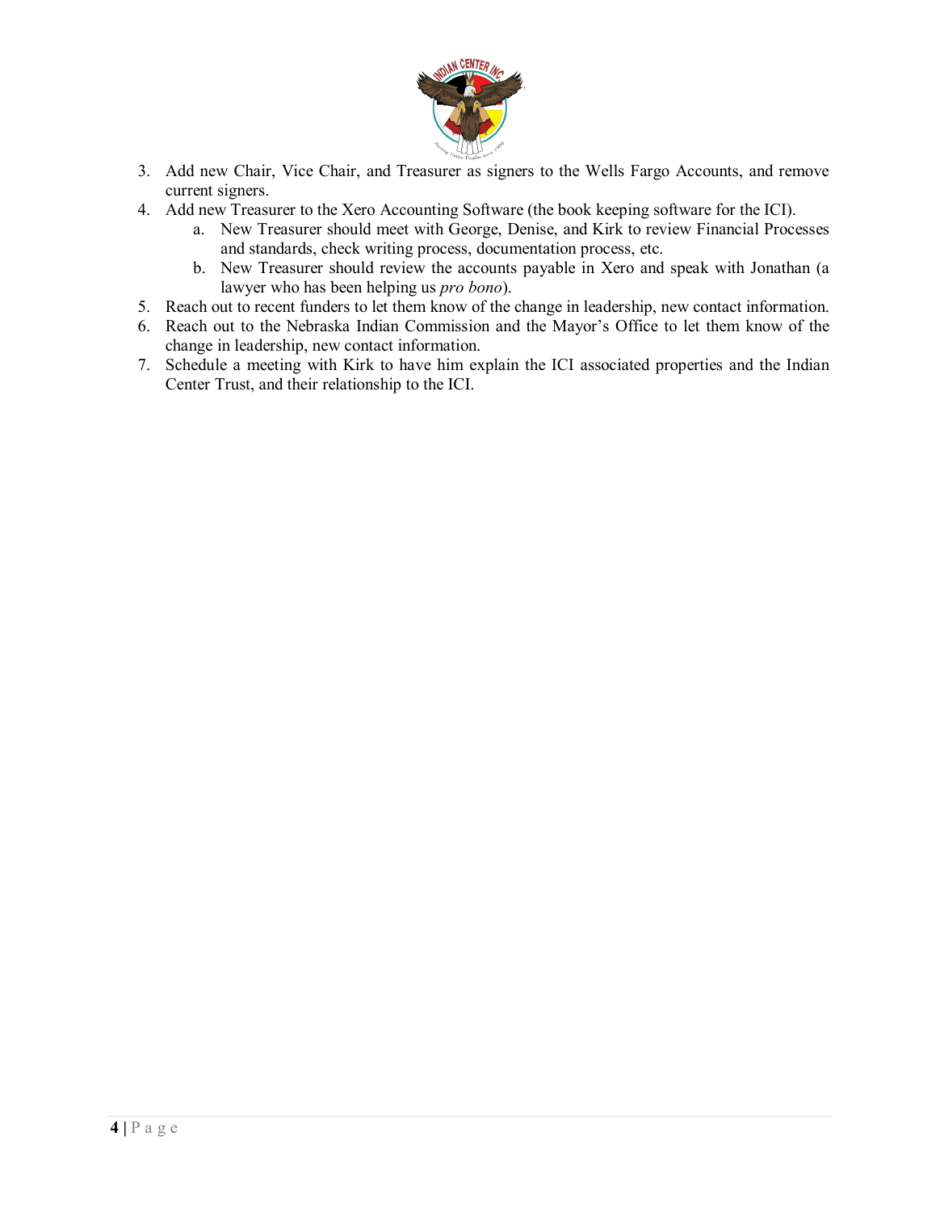3. Add new Chair, Vice Chair, and Treasurer as signers to the Wells Fargo Accounts, and remove current signers.
4. Add new Treasurer to the Xero Accounting Software (the book keeping software for the ICI).
    a. New Treasurer should meet with George, Denise, and Kirk to review Financial Processes and standards, check writing process, documentation process, etc.
    b. New Treasurer should review the accounts payable in Xero and speak with Jonathan (a lawyer who has been helping us *pro bono*).
5. Reach out to recent funders to let them know of the change in leadership, new contact information.
6. Reach out to the Nebraska Indian Commission and the Mayor's Office to let them know of the change in leadership, new contact information.
7. Schedule a meeting with Kirk to have him explain the ICI associated properties and the Indian Center Trust, and their relationship to the ICI.